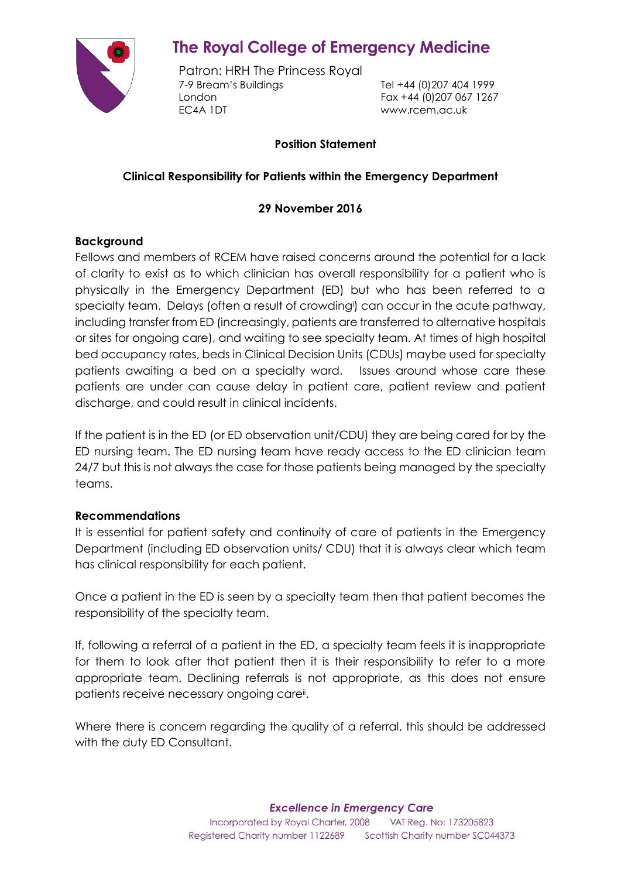# The Royal College of Emergency Medicine

Patron: HRH The Princess Royal
7-9 Bream's Buildings
London
EC4A 1DT

Tel +44 (0)207 404 1999
Fax +44 (0)207 067 1267
www.rcem.ac.uk

**Position Statement**

**Clinical Responsibility for Patients within the Emergency Department**

**29 November 2016**

## Background

Fellows and members of RCEM have raised concerns around the potential for a lack of clarity to exist as to which clinician has overall responsibility for a patient who is physically in the Emergency Department (ED) but who has been referred to a specialty team. Delays (often a result of crowding[i]) can occur in the acute pathway, including transfer from ED (increasingly, patients are transferred to alternative hospitals or sites for ongoing care), and waiting to see specialty team. At times of high hospital bed occupancy rates, beds in Clinical Decision Units (CDUs) maybe used for specialty patients awaiting a bed on a specialty ward. Issues around whose care these patients are under can cause delay in patient care, patient review and patient discharge, and could result in clinical incidents.

If the patient is in the ED (or ED observation unit/CDU) they are being cared for by the ED nursing team. The ED nursing team have ready access to the ED clinician team 24/7 but this is not always the case for those patients being managed by the specialty teams.

## Recommendations

It is essential for patient safety and continuity of care of patients in the Emergency Department (including ED observation units/ CDU) that it is always clear which team has clinical responsibility for each patient.

Once a patient in the ED is seen by a specialty team then that patient becomes the responsibility of the specialty team.

If, following a referral of a patient in the ED, a specialty team feels it is inappropriate for them to look after that patient then it is their responsibility to refer to a more appropriate team. Declining referrals is not appropriate, as this does not ensure patients receive necessary ongoing care[ii].

Where there is concern regarding the quality of a referral, this should be addressed with the duty ED Consultant.

*Excellence in Emergency Care*
Incorporated by Royal Charter, 2008 VAT Reg. No: 173205823
Registered Charity number 1122689 Scottish Charity number SC044373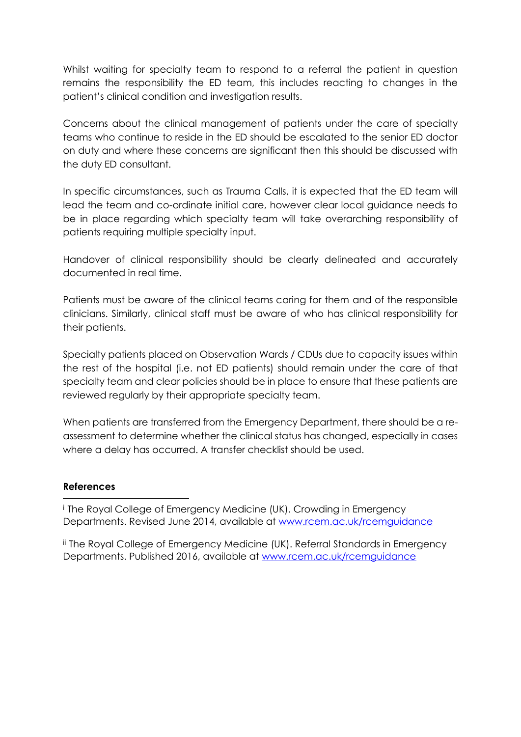Whilst waiting for specialty team to respond to a referral the patient in question remains the responsibility the ED team, this includes reacting to changes in the patient's clinical condition and investigation results.

Concerns about the clinical management of patients under the care of specialty teams who continue to reside in the ED should be escalated to the senior ED doctor on duty and where these concerns are significant then this should be discussed with the duty ED consultant.

In specific circumstances, such as Trauma Calls, it is expected that the ED team will lead the team and co-ordinate initial care, however clear local guidance needs to be in place regarding which specialty team will take overarching responsibility of patients requiring multiple specialty input.

Handover of clinical responsibility should be clearly delineated and accurately documented in real time.

Patients must be aware of the clinical teams caring for them and of the responsible clinicians. Similarly, clinical staff must be aware of who has clinical responsibility for their patients.

Specialty patients placed on Observation Wards / CDUs due to capacity issues within the rest of the hospital (i.e. not ED patients) should remain under the care of that specialty team and clear policies should be in place to ensure that these patients are reviewed regularly by their appropriate specialty team.

When patients are transferred from the Emergency Department, there should be a re-assessment to determine whether the clinical status has changed, especially in cases where a delay has occurred. A transfer checklist should be used.

**References**

[i] The Royal College of Emergency Medicine (UK). Crowding in Emergency Departments. Revised June 2014, available at www.rcem.ac.uk/rcemguidance

[ii] The Royal College of Emergency Medicine (UK). Referral Standards in Emergency Departments. Published 2016, available at www.rcem.ac.uk/rcemguidance